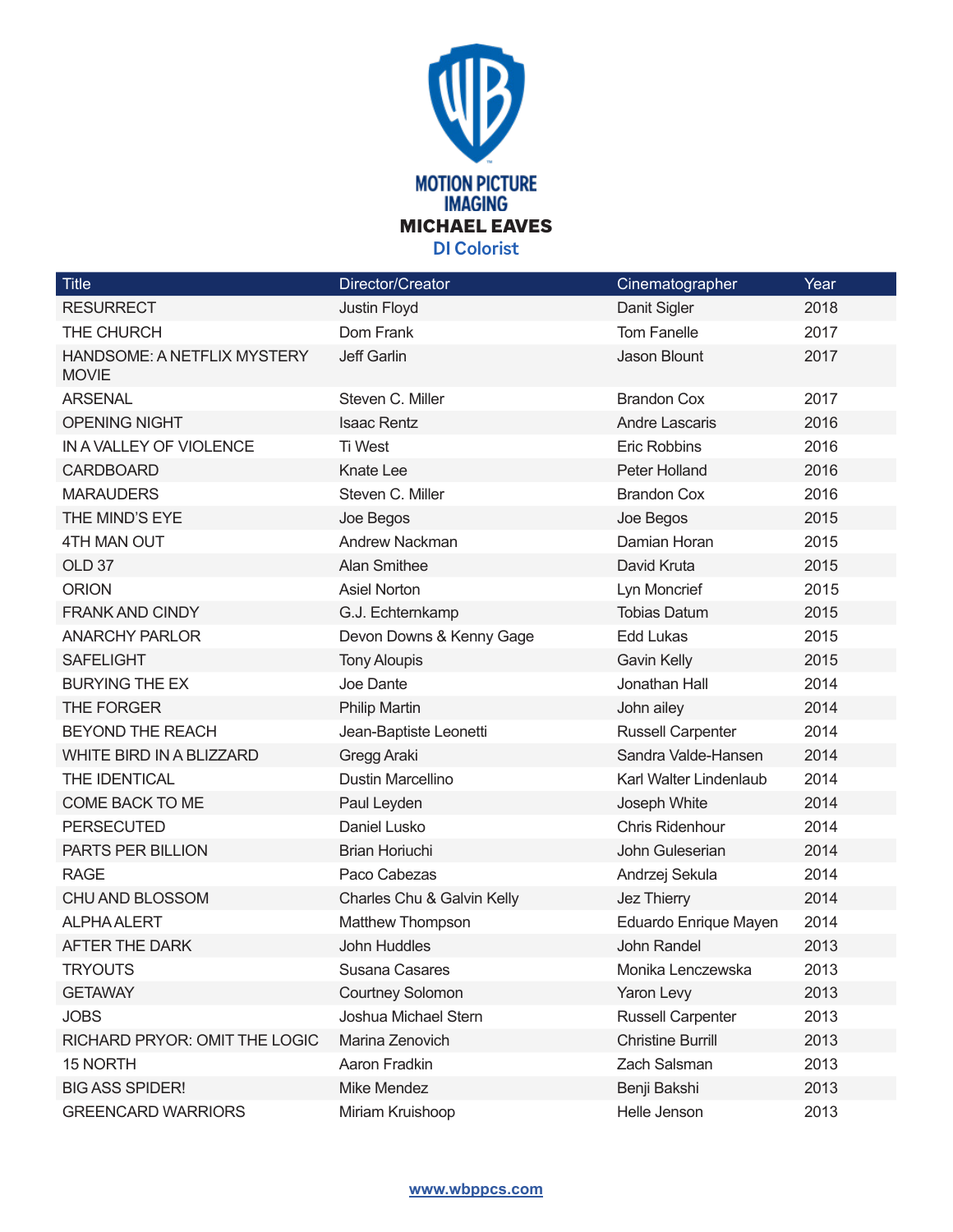MOTION PICTURE IMAGING

# MICHAEL EAVES

## DI Colorist

| Title | Director/Creator | Cinematographer | Year |
|---|---|---|---|
| RESURRECT | Justin Floyd | Danit Sigler | 2018 |
| THE CHURCH | Dom Frank | Tom Fanelle | 2017 |
| HANDSOME: A NETFLIX MYSTERY MOVIE | Jeff Garlin | Jason Blount | 2017 |
| ARSENAL | Steven C. Miller | Brandon Cox | 2017 |
| OPENING NIGHT | Isaac Rentz | Andre Lascaris | 2016 |
| IN A VALLEY OF VIOLENCE | Ti West | Eric Robbins | 2016 |
| CARDBOARD | Knate Lee | Peter Holland | 2016 |
| MARAUDERS | Steven C. Miller | Brandon Cox | 2016 |
| THE MIND'S EYE | Joe Begos | Joe Begos | 2015 |
| 4TH MAN OUT | Andrew Nackman | Damian Horan | 2015 |
| OLD 37 | Alan Smithee | David Kruta | 2015 |
| ORION | Asiel Norton | Lyn Moncrief | 2015 |
| FRANK AND CINDY | G.J. Echternkamp | Tobias Datum | 2015 |
| ANARCHY PARLOR | Devon Downs & Kenny Gage | Edd Lukas | 2015 |
| SAFELIGHT | Tony Aloupis | Gavin Kelly | 2015 |
| BURYING THE EX | Joe Dante | Jonathan Hall | 2014 |
| THE FORGER | Philip Martin | John ailey | 2014 |
| BEYOND THE REACH | Jean-Baptiste Leonetti | Russell Carpenter | 2014 |
| WHITE BIRD IN A BLIZZARD | Gregg Araki | Sandra Valde-Hansen | 2014 |
| THE IDENTICAL | Dustin Marcellino | Karl Walter Lindenlaub | 2014 |
| COME BACK TO ME | Paul Leyden | Joseph White | 2014 |
| PERSECUTED | Daniel Lusko | Chris Ridenhour | 2014 |
| PARTS PER BILLION | Brian Horiuchi | John Guleserian | 2014 |
| RAGE | Paco Cabezas | Andrzej Sekula | 2014 |
| CHU AND BLOSSOM | Charles Chu & Galvin Kelly | Jez Thierry | 2014 |
| ALPHA ALERT | Matthew Thompson | Eduardo Enrique Mayen | 2014 |
| AFTER THE DARK | John Huddles | John Randel | 2013 |
| TRYOUTS | Susana Casares | Monika Lenczewska | 2013 |
| GETAWAY | Courtney Solomon | Yaron Levy | 2013 |
| JOBS | Joshua Michael Stern | Russell Carpenter | 2013 |
| RICHARD PRYOR: OMIT THE LOGIC | Marina Zenovich | Christine Burrill | 2013 |
| 15 NORTH | Aaron Fradkin | Zach Salsman | 2013 |
| BIG ASS SPIDER! | Mike Mendez | Benji Bakshi | 2013 |
| GREENCARD WARRIORS | Miriam Kruishoop | Helle Jenson | 2013 |

www.wbppcs.com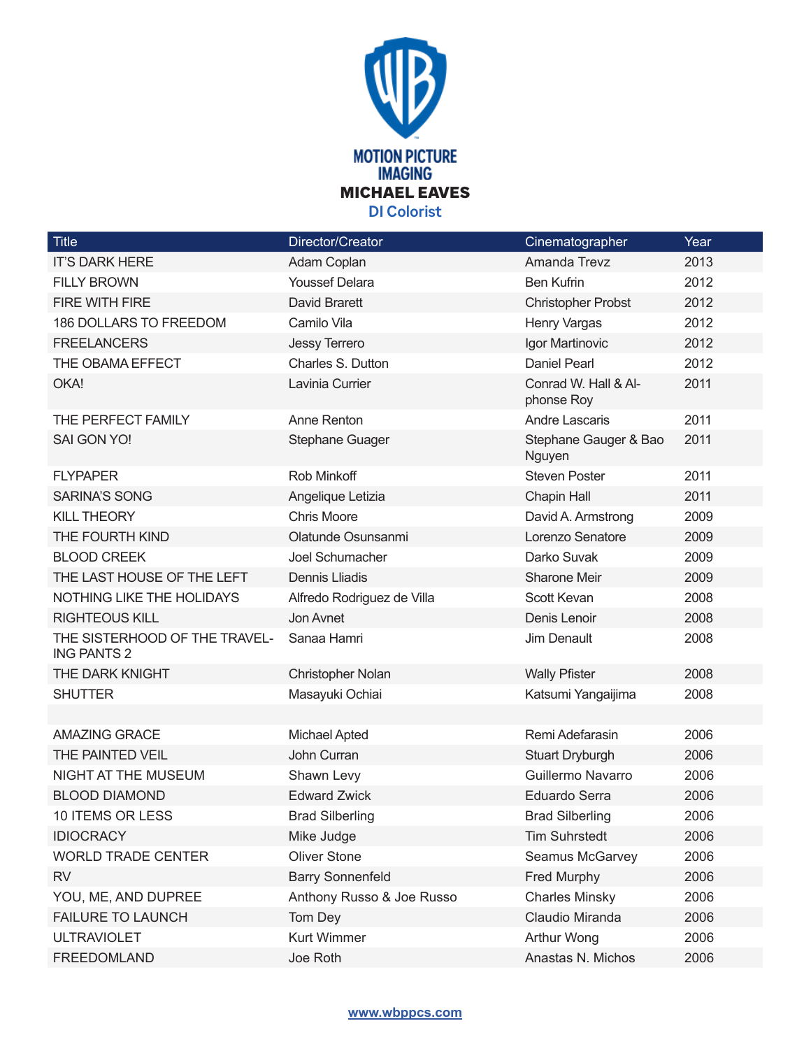MOTION PICTURE IMAGING

# MICHAEL EAVES

## DI Colorist

| Title | Director/Creator | Cinematographer | Year |
|---|---|---|---|
| IT'S DARK HERE | Adam Coplan | Amanda Trevz | 2013 |
| FILLY BROWN | Youssef Delara | Ben Kufrin | 2012 |
| FIRE WITH FIRE | David Brarett | Christopher Probst | 2012 |
| 186 DOLLARS TO FREEDOM | Camilo Vila | Henry Vargas | 2012 |
| FREELANCERS | Jessy Terrero | Igor Martinovic | 2012 |
| THE OBAMA EFFECT | Charles S. Dutton | Daniel Pearl | 2012 |
| OKA! | Lavinia Currier | Conrad W. Hall & Alphonse Roy | 2011 |
| THE PERFECT FAMILY | Anne Renton | Andre Lascaris | 2011 |
| SAI GON YO! | Stephane Guager | Stephane Gauger & Bao Nguyen | 2011 |
| FLYPAPER | Rob Minkoff | Steven Poster | 2011 |
| SARINA'S SONG | Angelique Letizia | Chapin Hall | 2011 |
| KILL THEORY | Chris Moore | David A. Armstrong | 2009 |
| THE FOURTH KIND | Olatunde Osunsanmi | Lorenzo Senatore | 2009 |
| BLOOD CREEK | Joel Schumacher | Darko Suvak | 2009 |
| THE LAST HOUSE OF THE LEFT | Dennis Lliadis | Sharone Meir | 2009 |
| NOTHING LIKE THE HOLIDAYS | Alfredo Rodriguez de Villa | Scott Kevan | 2008 |
| RIGHTEOUS KILL | Jon Avnet | Denis Lenoir | 2008 |
| THE SISTERHOOD OF THE TRAVELING PANTS 2 | Sanaa Hamri | Jim Denault | 2008 |
| THE DARK KNIGHT | Christopher Nolan | Wally Pfister | 2008 |
| SHUTTER | Masayuki Ochiai | Katsumi Yangaijima | 2008 |
| | | | |
| AMAZING GRACE | Michael Apted | Remi Adefarasin | 2006 |
| THE PAINTED VEIL | John Curran | Stuart Dryburgh | 2006 |
| NIGHT AT THE MUSEUM | Shawn Levy | Guillermo Navarro | 2006 |
| BLOOD DIAMOND | Edward Zwick | Eduardo Serra | 2006 |
| 10 ITEMS OR LESS | Brad Silberling | Brad Silberling | 2006 |
| IDIOCRACY | Mike Judge | Tim Suhrstedt | 2006 |
| WORLD TRADE CENTER | Oliver Stone | Seamus McGarvey | 2006 |
| RV | Barry Sonnenfeld | Fred Murphy | 2006 |
| YOU, ME, AND DUPREE | Anthony Russo & Joe Russo | Charles Minsky | 2006 |
| FAILURE TO LAUNCH | Tom Dey | Claudio Miranda | 2006 |
| ULTRAVIOLET | Kurt Wimmer | Arthur Wong | 2006 |
| FREEDOMLAND | Joe Roth | Anastas N. Michos | 2006 |

www.wbppcs.com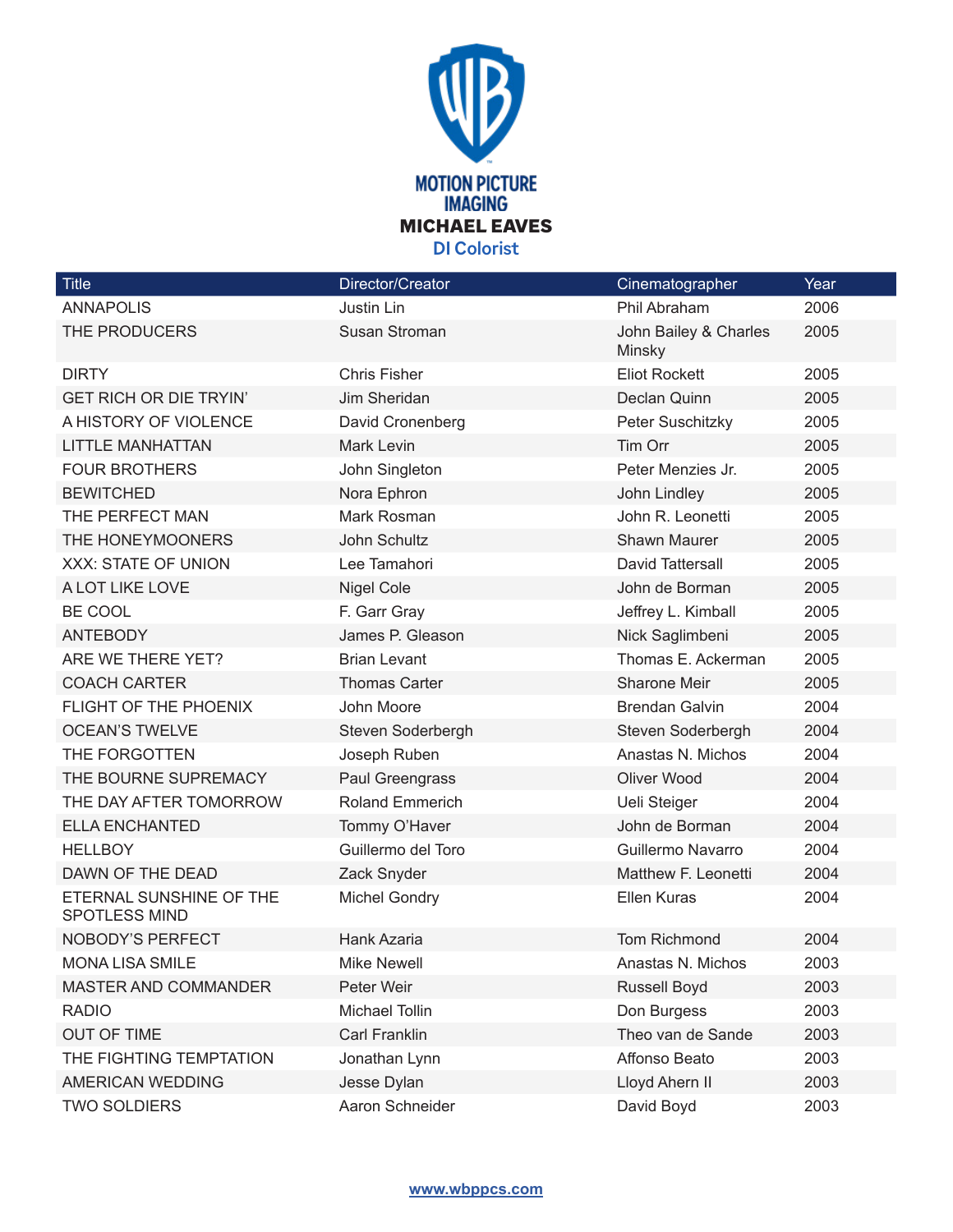MOTION PICTURE IMAGING

# MICHAEL EAVES

## DI Colorist

| Title | Director/Creator | Cinematographer | Year |
|---|---|---|---|
| ANNAPOLIS | Justin Lin | Phil Abraham | 2006 |
| THE PRODUCERS | Susan Stroman | John Bailey & Charles Minsky | 2005 |
| DIRTY | Chris Fisher | Eliot Rockett | 2005 |
| GET RICH OR DIE TRYIN' | Jim Sheridan | Declan Quinn | 2005 |
| A HISTORY OF VIOLENCE | David Cronenberg | Peter Suschitzky | 2005 |
| LITTLE MANHATTAN | Mark Levin | Tim Orr | 2005 |
| FOUR BROTHERS | John Singleton | Peter Menzies Jr. | 2005 |
| BEWITCHED | Nora Ephron | John Lindley | 2005 |
| THE PERFECT MAN | Mark Rosman | John R. Leonetti | 2005 |
| THE HONEYMOONERS | John Schultz | Shawn Maurer | 2005 |
| XXX: STATE OF UNION | Lee Tamahori | David Tattersall | 2005 |
| A LOT LIKE LOVE | Nigel Cole | John de Borman | 2005 |
| BE COOL | F. Garr Gray | Jeffrey L. Kimball | 2005 |
| ANTEBODY | James P. Gleason | Nick Saglimbeni | 2005 |
| ARE WE THERE YET? | Brian Levant | Thomas E. Ackerman | 2005 |
| COACH CARTER | Thomas Carter | Sharone Meir | 2005 |
| FLIGHT OF THE PHOENIX | John Moore | Brendan Galvin | 2004 |
| OCEAN'S TWELVE | Steven Soderbergh | Steven Soderbergh | 2004 |
| THE FORGOTTEN | Joseph Ruben | Anastas N. Michos | 2004 |
| THE BOURNE SUPREMACY | Paul Greengrass | Oliver Wood | 2004 |
| THE DAY AFTER TOMORROW | Roland Emmerich | Ueli Steiger | 2004 |
| ELLA ENCHANTED | Tommy O'Haver | John de Borman | 2004 |
| HELLBOY | Guillermo del Toro | Guillermo Navarro | 2004 |
| DAWN OF THE DEAD | Zack Snyder | Matthew F. Leonetti | 2004 |
| ETERNAL SUNSHINE OF THE SPOTLESS MIND | Michel Gondry | Ellen Kuras | 2004 |
| NOBODY'S PERFECT | Hank Azaria | Tom Richmond | 2004 |
| MONA LISA SMILE | Mike Newell | Anastas N. Michos | 2003 |
| MASTER AND COMMANDER | Peter Weir | Russell Boyd | 2003 |
| RADIO | Michael Tollin | Don Burgess | 2003 |
| OUT OF TIME | Carl Franklin | Theo van de Sande | 2003 |
| THE FIGHTING TEMPTATION | Jonathan Lynn | Affonso Beato | 2003 |
| AMERICAN WEDDING | Jesse Dylan | Lloyd Ahern II | 2003 |
| TWO SOLDIERS | Aaron Schneider | David Boyd | 2003 |

www.wbppcs.com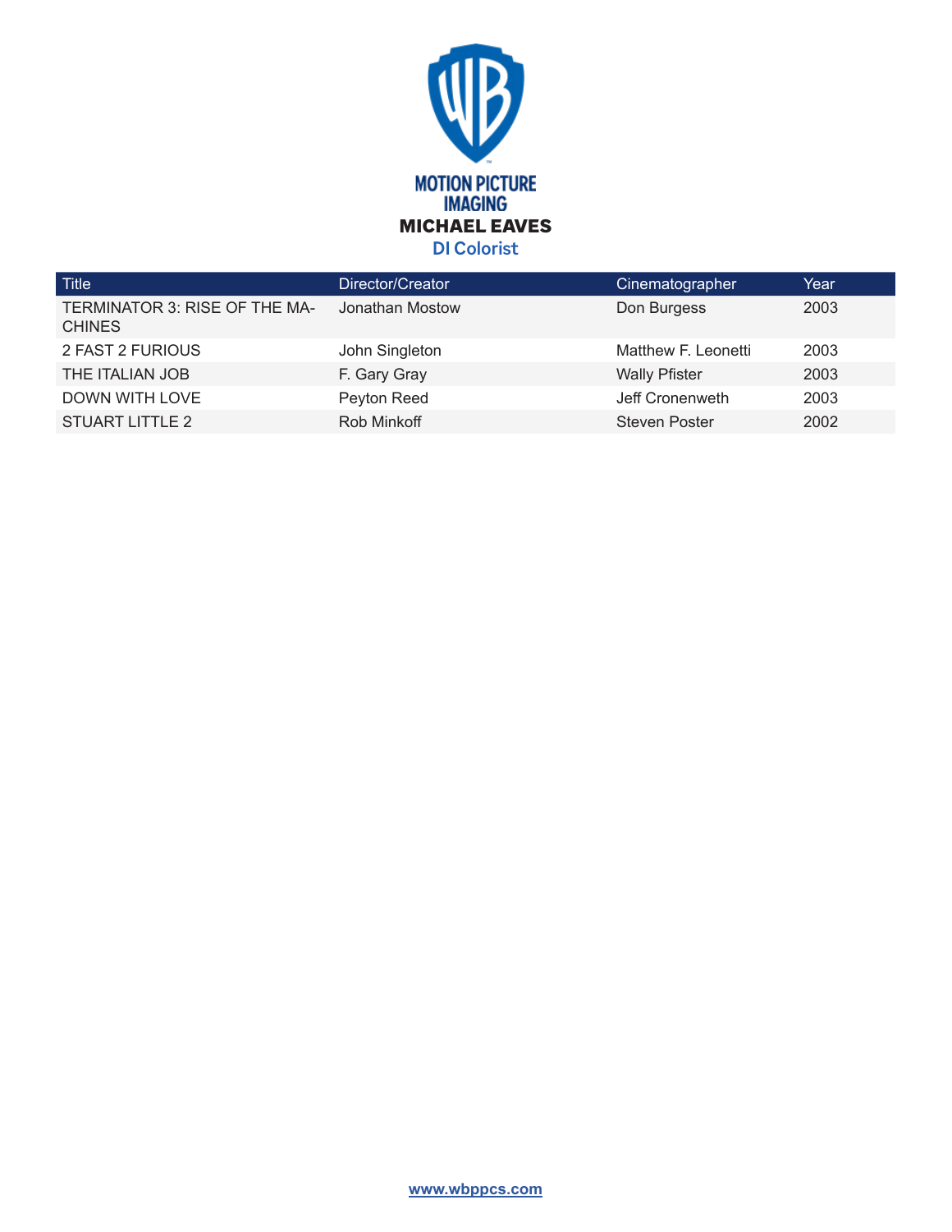MOTION PICTURE IMAGING

# MICHAEL EAVES

## DI Colorist

| Title | Director/Creator | Cinematographer | Year |
|---|---|---|---|
| TERMINATOR 3: RISE OF THE MACHINES | Jonathan Mostow | Don Burgess | 2003 |
| 2 FAST 2 FURIOUS | John Singleton | Matthew F. Leonetti | 2003 |
| THE ITALIAN JOB | F. Gary Gray | Wally Pfister | 2003 |
| DOWN WITH LOVE | Peyton Reed | Jeff Cronenweth | 2003 |
| STUART LITTLE 2 | Rob Minkoff | Steven Poster | 2002 |

www.wbppcs.com